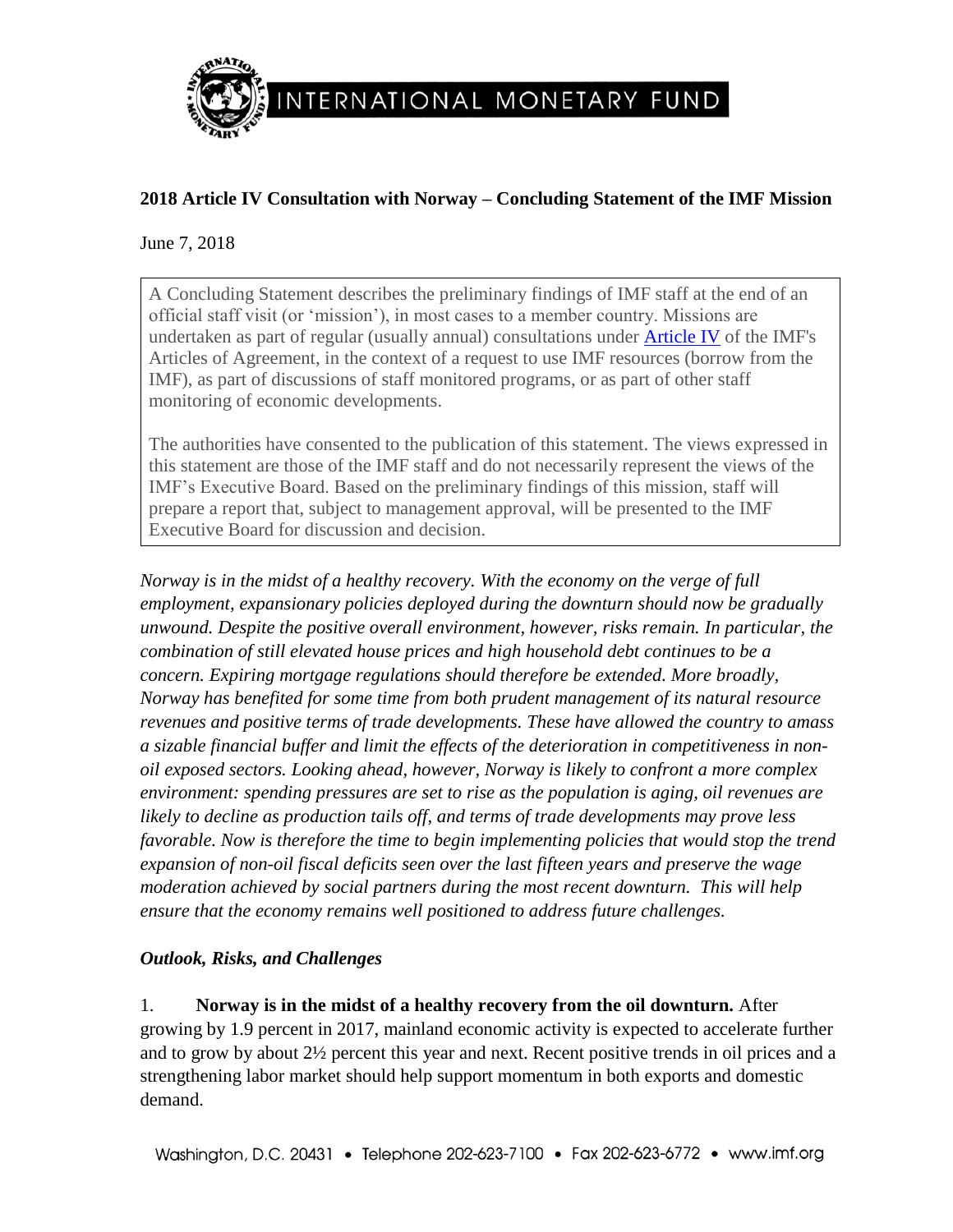## 2018 Article IV Consultation with Norway – Concluding Statement of the IMF Mission

June 7, 2018

> A Concluding Statement describes the preliminary findings of IMF staff at the end of an official staff visit (or 'mission'), in most cases to a member country. Missions are undertaken as part of regular (usually annual) consultations under Article IV of the IMF's Articles of Agreement, in the context of a request to use IMF resources (borrow from the IMF), as part of discussions of staff monitored programs, or as part of other staff monitoring of economic developments.
>
> The authorities have consented to the publication of this statement. The views expressed in this statement are those of the IMF staff and do not necessarily represent the views of the IMF's Executive Board. Based on the preliminary findings of this mission, staff will prepare a report that, subject to management approval, will be presented to the IMF Executive Board for discussion and decision.

*Norway is in the midst of a healthy recovery. With the economy on the verge of full employment, expansionary policies deployed during the downturn should now be gradually unwound. Despite the positive overall environment, however, risks remain. In particular, the combination of still elevated house prices and high household debt continues to be a concern. Expiring mortgage regulations should therefore be extended. More broadly, Norway has benefited for some time from both prudent management of its natural resource revenues and positive terms of trade developments. These have allowed the country to amass a sizable financial buffer and limit the effects of the deterioration in competitiveness in non-oil exposed sectors. Looking ahead, however, Norway is likely to confront a more complex environment: spending pressures are set to rise as the population is aging, oil revenues are likely to decline as production tails off, and terms of trade developments may prove less favorable. Now is therefore the time to begin implementing policies that would stop the trend expansion of non-oil fiscal deficits seen over the last fifteen years and preserve the wage moderation achieved by social partners during the most recent downturn. This will help ensure that the economy remains well positioned to address future challenges.*

### *Outlook, Risks, and Challenges*

1. **Norway is in the midst of a healthy recovery from the oil downturn.** After growing by 1.9 percent in 2017, mainland economic activity is expected to accelerate further and to grow by about 2½ percent this year and next. Recent positive trends in oil prices and a strengthening labor market should help support momentum in both exports and domestic demand.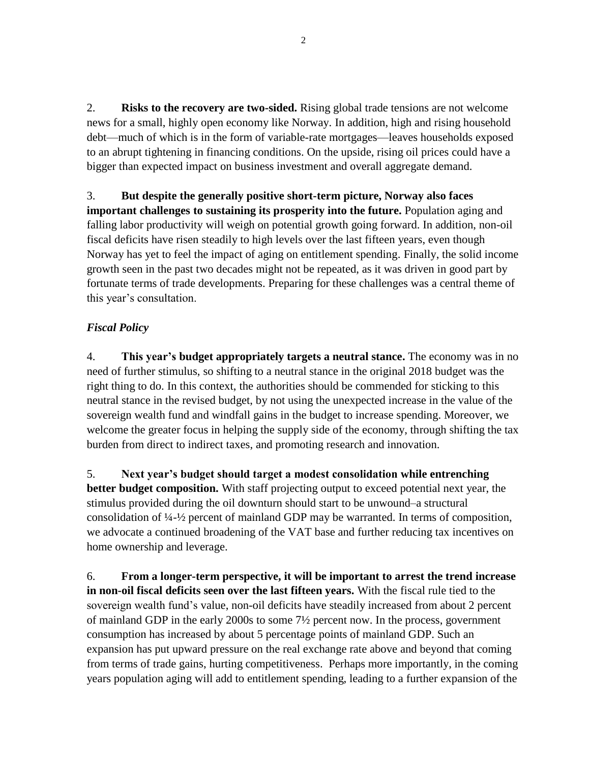2. **Risks to the recovery are two-sided.** Rising global trade tensions are not welcome news for a small, highly open economy like Norway. In addition, high and rising household debt—much of which is in the form of variable-rate mortgages—leaves households exposed to an abrupt tightening in financing conditions. On the upside, rising oil prices could have a bigger than expected impact on business investment and overall aggregate demand.

3. **But despite the generally positive short-term picture, Norway also faces important challenges to sustaining its prosperity into the future.** Population aging and falling labor productivity will weigh on potential growth going forward. In addition, non-oil fiscal deficits have risen steadily to high levels over the last fifteen years, even though Norway has yet to feel the impact of aging on entitlement spending. Finally, the solid income growth seen in the past two decades might not be repeated, as it was driven in good part by fortunate terms of trade developments. Preparing for these challenges was a central theme of this year's consultation.

### *Fiscal Policy*

4. **This year's budget appropriately targets a neutral stance.** The economy was in no need of further stimulus, so shifting to a neutral stance in the original 2018 budget was the right thing to do. In this context, the authorities should be commended for sticking to this neutral stance in the revised budget, by not using the unexpected increase in the value of the sovereign wealth fund and windfall gains in the budget to increase spending. Moreover, we welcome the greater focus in helping the supply side of the economy, through shifting the tax burden from direct to indirect taxes, and promoting research and innovation.

5. **Next year's budget should target a modest consolidation while entrenching better budget composition.** With staff projecting output to exceed potential next year, the stimulus provided during the oil downturn should start to be unwound–a structural consolidation of ¼-½ percent of mainland GDP may be warranted. In terms of composition, we advocate a continued broadening of the VAT base and further reducing tax incentives on home ownership and leverage.

6. **From a longer-term perspective, it will be important to arrest the trend increase in non-oil fiscal deficits seen over the last fifteen years.** With the fiscal rule tied to the sovereign wealth fund's value, non-oil deficits have steadily increased from about 2 percent of mainland GDP in the early 2000s to some 7½ percent now. In the process, government consumption has increased by about 5 percentage points of mainland GDP. Such an expansion has put upward pressure on the real exchange rate above and beyond that coming from terms of trade gains, hurting competitiveness. Perhaps more importantly, in the coming years population aging will add to entitlement spending, leading to a further expansion of the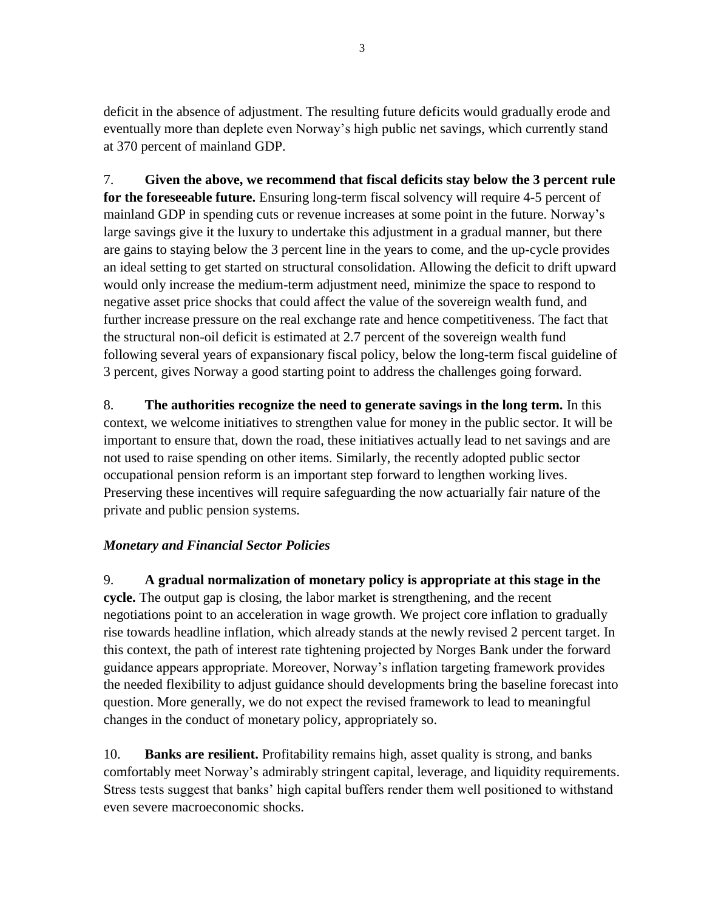deficit in the absence of adjustment. The resulting future deficits would gradually erode and eventually more than deplete even Norway's high public net savings, which currently stand at 370 percent of mainland GDP.

7. **Given the above, we recommend that fiscal deficits stay below the 3 percent rule for the foreseeable future.** Ensuring long-term fiscal solvency will require 4-5 percent of mainland GDP in spending cuts or revenue increases at some point in the future. Norway's large savings give it the luxury to undertake this adjustment in a gradual manner, but there are gains to staying below the 3 percent line in the years to come, and the up-cycle provides an ideal setting to get started on structural consolidation. Allowing the deficit to drift upward would only increase the medium-term adjustment need, minimize the space to respond to negative asset price shocks that could affect the value of the sovereign wealth fund, and further increase pressure on the real exchange rate and hence competitiveness. The fact that the structural non-oil deficit is estimated at 2.7 percent of the sovereign wealth fund following several years of expansionary fiscal policy, below the long-term fiscal guideline of 3 percent, gives Norway a good starting point to address the challenges going forward.

8. **The authorities recognize the need to generate savings in the long term.** In this context, we welcome initiatives to strengthen value for money in the public sector. It will be important to ensure that, down the road, these initiatives actually lead to net savings and are not used to raise spending on other items. Similarly, the recently adopted public sector occupational pension reform is an important step forward to lengthen working lives. Preserving these incentives will require safeguarding the now actuarially fair nature of the private and public pension systems.

### *Monetary and Financial Sector Policies*

9. **A gradual normalization of monetary policy is appropriate at this stage in the cycle.** The output gap is closing, the labor market is strengthening, and the recent negotiations point to an acceleration in wage growth. We project core inflation to gradually rise towards headline inflation, which already stands at the newly revised 2 percent target. In this context, the path of interest rate tightening projected by Norges Bank under the forward guidance appears appropriate. Moreover, Norway's inflation targeting framework provides the needed flexibility to adjust guidance should developments bring the baseline forecast into question. More generally, we do not expect the revised framework to lead to meaningful changes in the conduct of monetary policy, appropriately so.

10. **Banks are resilient.** Profitability remains high, asset quality is strong, and banks comfortably meet Norway's admirably stringent capital, leverage, and liquidity requirements. Stress tests suggest that banks' high capital buffers render them well positioned to withstand even severe macroeconomic shocks.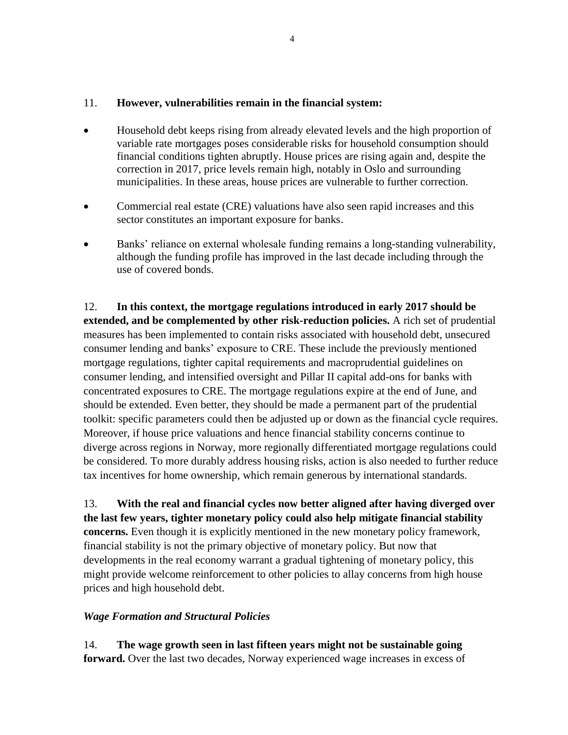11. **However, vulnerabilities remain in the financial system:**

- Household debt keeps rising from already elevated levels and the high proportion of variable rate mortgages poses considerable risks for household consumption should financial conditions tighten abruptly. House prices are rising again and, despite the correction in 2017, price levels remain high, notably in Oslo and surrounding municipalities. In these areas, house prices are vulnerable to further correction.

- Commercial real estate (CRE) valuations have also seen rapid increases and this sector constitutes an important exposure for banks.

- Banks' reliance on external wholesale funding remains a long-standing vulnerability, although the funding profile has improved in the last decade including through the use of covered bonds.

12. **In this context, the mortgage regulations introduced in early 2017 should be extended, and be complemented by other risk-reduction policies.** A rich set of prudential measures has been implemented to contain risks associated with household debt, unsecured consumer lending and banks' exposure to CRE. These include the previously mentioned mortgage regulations, tighter capital requirements and macroprudential guidelines on consumer lending, and intensified oversight and Pillar II capital add-ons for banks with concentrated exposures to CRE. The mortgage regulations expire at the end of June, and should be extended. Even better, they should be made a permanent part of the prudential toolkit: specific parameters could then be adjusted up or down as the financial cycle requires. Moreover, if house price valuations and hence financial stability concerns continue to diverge across regions in Norway, more regionally differentiated mortgage regulations could be considered. To more durably address housing risks, action is also needed to further reduce tax incentives for home ownership, which remain generous by international standards.

13. **With the real and financial cycles now better aligned after having diverged over the last few years, tighter monetary policy could also help mitigate financial stability concerns.** Even though it is explicitly mentioned in the new monetary policy framework, financial stability is not the primary objective of monetary policy. But now that developments in the real economy warrant a gradual tightening of monetary policy, this might provide welcome reinforcement to other policies to allay concerns from high house prices and high household debt.

### *Wage Formation and Structural Policies*

14. **The wage growth seen in last fifteen years might not be sustainable going forward.** Over the last two decades, Norway experienced wage increases in excess of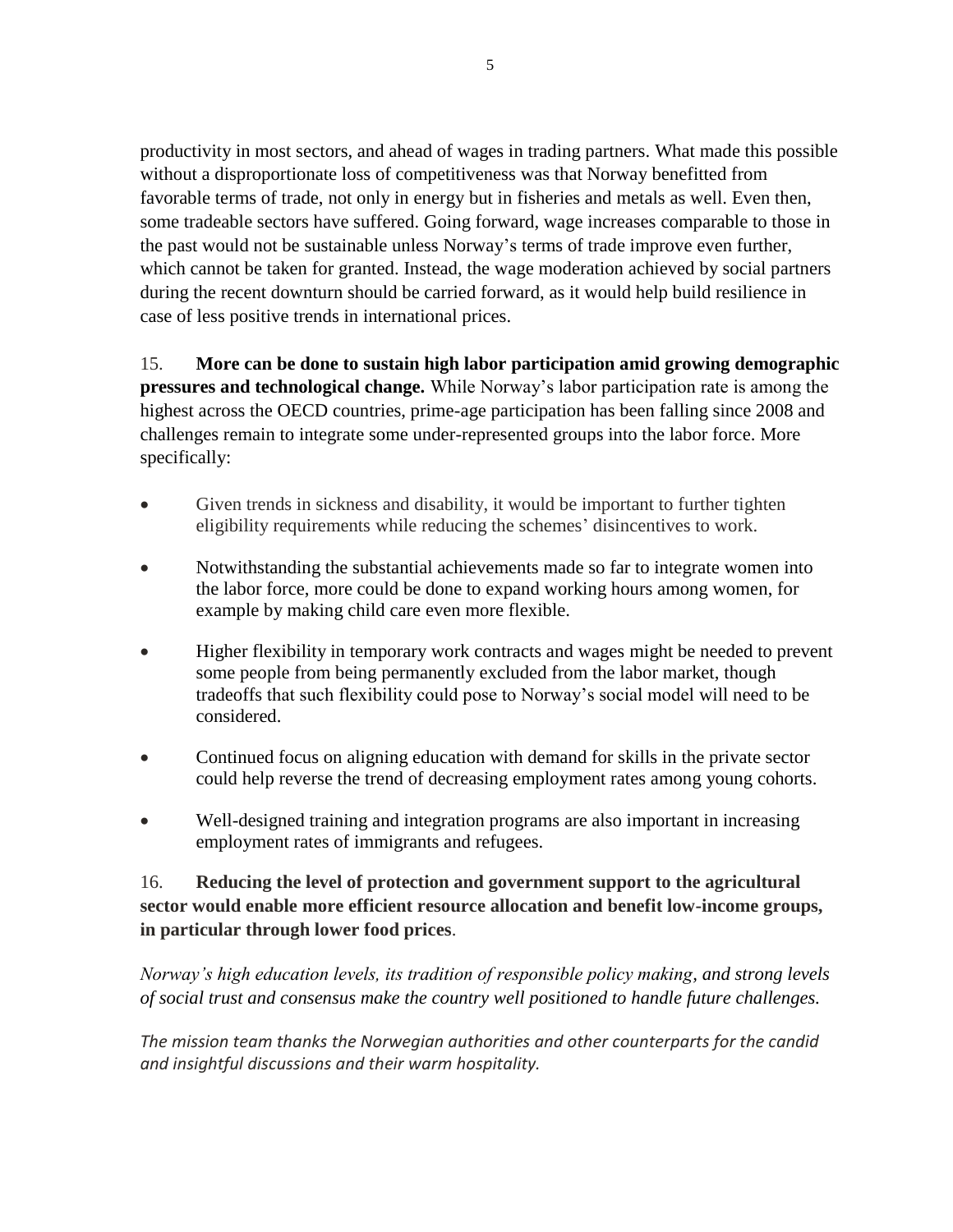productivity in most sectors, and ahead of wages in trading partners. What made this possible without a disproportionate loss of competitiveness was that Norway benefitted from favorable terms of trade, not only in energy but in fisheries and metals as well. Even then, some tradeable sectors have suffered. Going forward, wage increases comparable to those in the past would not be sustainable unless Norway's terms of trade improve even further, which cannot be taken for granted. Instead, the wage moderation achieved by social partners during the recent downturn should be carried forward, as it would help build resilience in case of less positive trends in international prices.

15. **More can be done to sustain high labor participation amid growing demographic pressures and technological change.** While Norway's labor participation rate is among the highest across the OECD countries, prime-age participation has been falling since 2008 and challenges remain to integrate some under-represented groups into the labor force. More specifically:

- Given trends in sickness and disability, it would be important to further tighten eligibility requirements while reducing the schemes' disincentives to work.
- Notwithstanding the substantial achievements made so far to integrate women into the labor force, more could be done to expand working hours among women, for example by making child care even more flexible.
- Higher flexibility in temporary work contracts and wages might be needed to prevent some people from being permanently excluded from the labor market, though tradeoffs that such flexibility could pose to Norway's social model will need to be considered.
- Continued focus on aligning education with demand for skills in the private sector could help reverse the trend of decreasing employment rates among young cohorts.
- Well-designed training and integration programs are also important in increasing employment rates of immigrants and refugees.

16. **Reducing the level of protection and government support to the agricultural sector would enable more efficient resource allocation and benefit low-income groups, in particular through lower food prices**.

*Norway's high education levels, its tradition of responsible policy making, and strong levels of social trust and consensus make the country well positioned to handle future challenges.*

*The mission team thanks the Norwegian authorities and other counterparts for the candid and insightful discussions and their warm hospitality.*